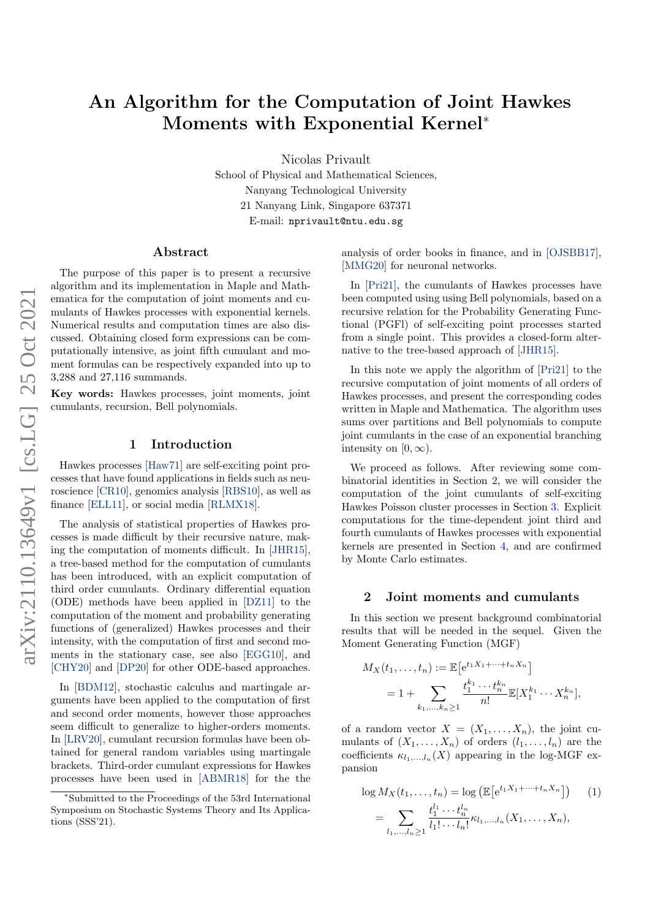# An Algorithm for the Computation of Joint Hawkes Moments with Exponential Kernel*

Nicolas Privault
School of Physical and Mathematical Sciences,
Nanyang Technological University
21 Nanyang Link, Singapore 637371
E-mail: nprivault@ntu.edu.sg

## Abstract

The purpose of this paper is to present a recursive algorithm and its implementation in Maple and Mathematica for the computation of joint moments and cumulants of Hawkes processes with exponential kernels. Numerical results and computation times are also discussed. Obtaining closed form expressions can be computationally intensive, as joint fifth cumulant and moment formulas can be respectively expanded into up to 3,288 and 27,116 summands.

**Key words:** Hawkes processes, joint moments, joint cumulants, recursion, Bell polynomials.

## 1 Introduction

Hawkes processes [Haw71] are self-exciting point processes that have found applications in fields such as neuroscience [CR10], genomics analysis [RBS10], as well as finance [ELL11], or social media [RLMX18].

The analysis of statistical properties of Hawkes processes is made difficult by their recursive nature, making the computation of moments difficult. In [JHR15], a tree-based method for the computation of cumulants has been introduced, with an explicit computation of third order cumulants. Ordinary differential equation (ODE) methods have been applied in [DZ11] to the computation of the moment and probability generating functions of (generalized) Hawkes processes and their intensity, with the computation of first and second moments in the stationary case, see also [EGG10], and [CHY20] and [DP20] for other ODE-based approaches.

In [BDM12], stochastic calculus and martingale arguments have been applied to the computation of first and second order moments, however those approaches seem difficult to generalize to higher-orders moments. In [LRV20], cumulant recursion formulas have been obtained for general random variables using martingale brackets. Third-order cumulant expressions for Hawkes processes have been used in [ABMR18] for the the analysis of order books in finance, and in [OJSBB17], [MMG20] for neuronal networks.

In [Pri21], the cumulants of Hawkes processes have been computed using using Bell polynomials, based on a recursive relation for the Probability Generating Functional (PGFl) of self-exciting point processes started from a single point. This provides a closed-form alternative to the tree-based approach of [JHR15].

In this note we apply the algorithm of [Pri21] to the recursive computation of joint moments of all orders of Hawkes processes, and present the corresponding codes written in Maple and Mathematica. The algorithm uses sums over partitions and Bell polynomials to compute joint cumulants in the case of an exponential branching intensity on $[0, \infty)$.

We proceed as follows. After reviewing some combinatorial identities in Section 2, we will consider the computation of the joint cumulants of self-exciting Hawkes Poisson cluster processes in Section 3. Explicit computations for the time-dependent joint third and fourth cumulants of Hawkes processes with exponential kernels are presented in Section 4, and are confirmed by Monte Carlo estimates.

## 2 Joint moments and cumulants

In this section we present background combinatorial results that will be needed in the sequel. Given the Moment Generating Function (MGF)

$$M_X(t_1, \ldots, t_n) := \mathbb{E}\big[e^{t_1 X_1 + \cdots + t_n X_n}\big] = 1 + \sum_{k_1, \ldots, k_n \geq 1} \frac{t_1^{k_1} \cdots t_n^{k_n}}{n!} \mathbb{E}[X_1^{k_1} \cdots X_n^{k_n}],$$

of a random vector $X = (X_1, \ldots, X_n)$, the joint cumulants of $(X_1, \ldots, X_n)$ of orders $(l_1, \ldots, l_n)$ are the coefficients $\kappa_{l_1, \ldots, l_n}(X)$ appearing in the log-MGF expansion

$$\log M_X(t_1, \ldots, t_n) = \log\left(\mathbb{E}\big[e^{t_1 X_1 + \cdots + t_n X_n}\big]\right) = \sum_{l_1, \ldots, l_n \geq 1} \frac{t_1^{l_1} \cdots t_n^{l_n}}{l_1! \cdots l_n!} \kappa_{l_1, \ldots, l_n}(X_1, \ldots, X_n), \tag{1}$$

*Submitted to the Proceedings of the 53rd International Symposium on Stochastic Systems Theory and Its Applications (SSS'21).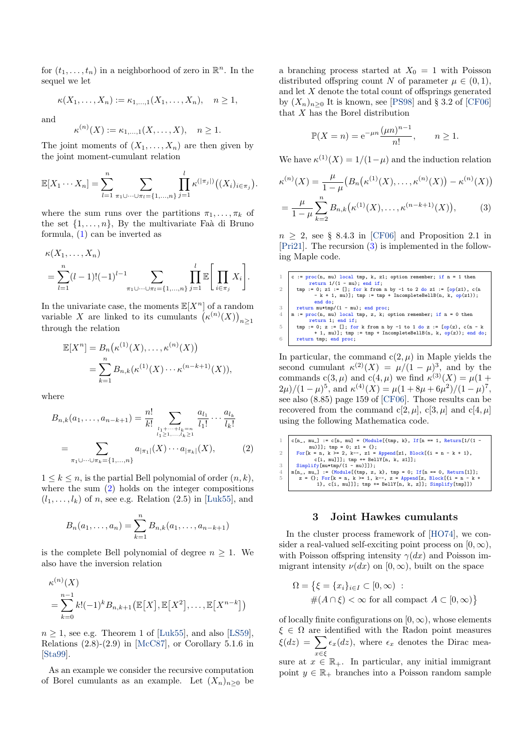for $(t_1,\ldots,t_n)$ in a neighborhood of zero in $\mathbb{R}^n$. In the sequel we let

$$\kappa(X_1,\ldots,X_n) := \kappa_{1,\ldots,1}(X_1,\ldots,X_n), \quad n\geq 1,$$

and

$$\kappa^{(n)}(X) := \kappa_{1,\ldots,1}(X,\ldots,X), \quad n\geq 1.$$

The joint moments of $(X_1,\ldots,X_n)$ are then given by the joint moment-cumulant relation

$$\mathbb{E}[X_1\cdots X_n] = \sum_{l=1}^n \sum_{\pi_1\cup\cdots\cup\pi_l=\{1,\ldots,n\}} \prod_{j=1}^l \kappa^{(|\pi_j|)}\big((X_i)_{i\in\pi_j}\big).$$

where the sum runs over the partitions $\pi_1,\ldots,\pi_k$ of the set $\{1,\ldots,n\}$, By the multivariate Faà di Bruno formula, (1) can be inverted as

$$\begin{aligned}&\kappa(X_1,\ldots,X_n)\\ &= \sum_{l=1}^n (l-1)!(-1)^{l-1} \sum_{\pi_1\cup\cdots\cup\pi_l=\{1,\ldots,n\}} \prod_{j=1}^l \mathbb{E}\Bigg[\prod_{i\in\pi_j} X_i\Bigg].\end{aligned}$$

In the univariate case, the moments $\mathbb{E}[X^n]$ of a random variable $X$ are linked to its cumulants $\big(\kappa^{(n)}(X)\big)_{n\geq 1}$ through the relation

$$\begin{aligned}\mathbb{E}[X^n] &= B_n\big(\kappa^{(1)}(X),\ldots,\kappa^{(n)}(X)\big)\\ &= \sum_{k=1}^n B_{n,k}(\kappa^{(1)}(X)\cdots\kappa^{(n-k+1)}(X)),\end{aligned}$$

where

$$\begin{aligned}B_{n,k}(a_1,\ldots,a_{n-k+1}) &= \frac{n!}{k!}\sum_{\substack{l_1+\cdots+l_k=n\\ l_1\geq 1,\ldots,l_k\geq 1}} \frac{a_{l_1}}{l_1!}\cdots\frac{a_{l_k}}{l_k!}\\ &= \sum_{\pi_1\cup\cdots\cup\pi_k=\{1,\ldots,n\}} a_{|\pi_1|}(X)\cdots a_{|\pi_k|}(X), \qquad (2)\end{aligned}$$

$1\leq k\leq n$, is the partial Bell polynomial of order $(n,k)$, where the sum (2) holds on the integer compositions $(l_1,\ldots,l_k)$ of $n$, see e.g. Relation (2.5) in [Luk55], and

$$B_n(a_1,\ldots,a_n) = \sum_{k=1}^n B_{n,k}(a_1,\ldots,a_{n-k+1})$$

is the complete Bell polynomial of degree $n\geq 1$. We also have the inversion relation

$$\begin{aligned}&\kappa^{(n)}(X)\\ &= \sum_{k=0}^{n-1} k!(-1)^k B_{n,k+1}\big(\mathbb{E}[X],\mathbb{E}[X^2],\ldots,\mathbb{E}[X^{n-k}]\big)\end{aligned}$$

$n\geq 1$, see e.g. Theorem 1 of [Luk55], and also [LS59], Relations (2.8)-(2.9) in [McC87], or Corollary 5.1.6 in [Sta99].

As an example we consider the recursive computation of Borel cumulants as an example. Let $(X_n)_{n\geq 0}$ be a branching process started at $X_0=1$ with Poisson distributed offspring count $N$ of parameter $\mu\in(0,1)$, and let $X$ denote the total count of offsprings generated by $(X_n)_{n\geq 0}$ It is known, see [PS98] and § 3.2 of [CF06] that $X$ has the Borel distribution

$$\mathbb{P}(X=n) = \mathrm{e}^{-\mu n}\frac{(\mu n)^{n-1}}{n!}, \qquad n\geq 1.$$

We have $\kappa^{(1)}(X) = 1/(1-\mu)$ and the induction relation

$$\begin{aligned}\kappa^{(n)}(X) &= \frac{\mu}{1-\mu}\Big(B_n\big(\kappa^{(1)}(X),\ldots,\kappa^{(n)}(X)\big) - \kappa^{(n)}(X)\Big)\\ &= \frac{\mu}{1-\mu}\sum_{k=2}^n B_{n,k}\big(\kappa^{(1)}(X),\ldots,\kappa^{(n-k+1)}(X)\big), \qquad (3)\end{aligned}$$

$n\geq 2$, see § 8.4.3 in [CF06] and Proposition 2.1 in [Pri21]. The recursion (3) is implemented in the following Maple code.

```
1  c := proc(n, mu) local tmp, k, z1; option remember; if n = 1 then
       return 1/(1 - mu); end if;
2  tmp := 0; z1 := []; for k from n by -1 to 2 do z1 := [op(z1), c(n
       - k + 1, mu)]; tmp := tmp + IncompleteBellB(n, k, op(z1));
       end do;
3  return mu*tmp/(1 - mu); end proc;
4  m := proc(n, mu) local tmp, z, k; option remember; if n = 0 then
       return 1; end if;
5  tmp := 0; z := []; for k from n by -1 to 1 do z := [op(z), c(n - k
       + 1, mu)]; tmp := tmp + IncompleteBellB(n, k, op(z)); end do;
6  return tmp; end proc;
```

In particular, the command c$(2,\mu)$ in Maple yields the second cumulant $\kappa^{(2)}(X) = \mu/(1-\mu)^3$, and by the commands c$(3,\mu)$ and c$(4,\mu)$ we find $\kappa^{(3)}(X) = \mu(1+2\mu)/(1-\mu)^5$, and $\kappa^{(4)}(X) = \mu(1+8\mu+6\mu^2)/(1-\mu)^7$, see also (8.85) page 159 of [CF06]. Those results can be recovered from the command c$[2,\mu]$, c$[3,\mu]$ and c$[4,\mu]$ using the following Mathematica code.

```
1  c[n_, mu_] := c[n, mu] = (Module[{tmp, k}, If[n == 1, Return[1/(1 -
       mu)]]; tmp = 0; z1 = {};
2  For[k = n, k >= 2, k--, z1 = Append[z1, Block[{i = n - k + 1},
       c[i, mu]]]; tmp += BellY[n, k, z1]];
3  Simplify[mu*tmp/(1 - mu)]]);
4  m[n_, mu_] := (Module[{tmp, z, k}, tmp = 0; If[n == 0, Return[1]];
5    z = {}; For[k = n, k >= 1, k--, z = Append[z, Block[{i = n - k +
       1}, c[i, mu]]]; tmp += BellY[n, k, z]]; Simplify[tmp]])
```

## 3 Joint Hawkes cumulants

In the cluster process framework of [HO74], we consider a real-valued self-exciting point process on $[0,\infty)$, with Poisson offspring intensity $\gamma(dx)$ and Poisson immigrant intensity $\nu(dx)$ on $[0,\infty)$, built on the space

$$\begin{aligned}\Omega = \big\{\xi = \{x_i\}_{i\in I} \subset [0,\infty) \ :\\ \#(A\cap\xi) < \infty \text{ for all compact } A\subset[0,\infty)\big\}\end{aligned}$$

of locally finite configurations on $[0,\infty)$, whose elements $\xi\in\Omega$ are identified with the Radon point measures $\xi(dz) = \sum_{x\in\xi}\epsilon_x(dz)$, where $\epsilon_x$ denotes the Dirac measure at $x\in\mathbb{R}_+$. In particular, any initial immigrant point $y\in\mathbb{R}_+$ branches into a Poisson random sample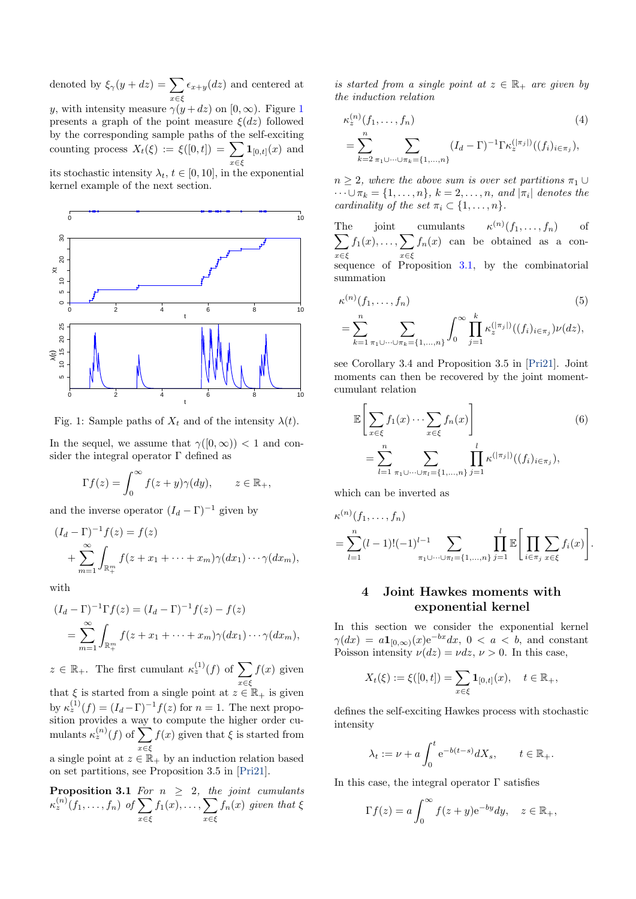denoted by $\xi_\gamma(y+dz) = \sum_{x\in\xi} \epsilon_{x+y}(dz)$ and centered at $y$, with intensity measure $\gamma(y+dz)$ on $[0,\infty)$. Figure 1 presents a graph of the point measure $\xi(dz)$ followed by the corresponding sample paths of the self-exciting counting process $X_t(\xi) := \xi([0,t]) = \sum_{x\in\xi} \mathbf{1}_{[0,t]}(x)$ and its stochastic intensity $\lambda_t$, $t\in[0,10]$, in the exponential kernel example of the next section.

Fig. 1: Sample paths of $X_t$ and of the intensity $\lambda(t)$.

In the sequel, we assume that $\gamma([0,\infty)) < 1$ and consider the integral operator $\Gamma$ defined as

$$\Gamma f(z) = \int_0^\infty f(z+y)\gamma(dy), \qquad z\in\mathbb{R}_+,$$

and the inverse operator $(I_d-\Gamma)^{-1}$ given by

$$(I_d-\Gamma)^{-1} f(z) = f(z) + \sum_{m=1}^\infty \int_{\mathbb{R}_+^m} f(z+x_1+\cdots+x_m)\gamma(dx_1)\cdots\gamma(dx_m),$$

with

$$(I_d-\Gamma)^{-1}\Gamma f(z) = (I_d-\Gamma)^{-1} f(z) - f(z) = \sum_{m=1}^\infty \int_{\mathbb{R}_+^m} f(z+x_1+\cdots+x_m)\gamma(dx_1)\cdots\gamma(dx_m),$$

$z\in\mathbb{R}_+$. The first cumulant $\kappa_z^{(1)}(f)$ of $\sum_{x\in\xi} f(x)$ given that $\xi$ is started from a single point at $z\in\mathbb{R}_+$ is given by $\kappa_z^{(1)}(f) = (I_d-\Gamma)^{-1}f(z)$ for $n=1$. The next proposition provides a way to compute the higher order cumulants $\kappa_z^{(n)}(f)$ of $\sum_{x\in\xi} f(x)$ given that $\xi$ is started from a single point at $z\in\mathbb{R}_+$ by an induction relation based on set partitions, see Proposition 3.5 in [Pri21].

**Proposition 3.1** *For $n\geq 2$, the joint cumulants $\kappa_z^{(n)}(f_1,\ldots,f_n)$ of $\sum_{x\in\xi} f_1(x),\ldots,\sum_{x\in\xi} f_n(x)$ given that $\xi$ is started from a single point at $z\in\mathbb{R}_+$ are given by the induction relation*

$$\kappa_z^{(n)}(f_1,\ldots,f_n) = \sum_{k=2}^n \sum_{\pi_1\cup\cdots\cup\pi_k=\{1,\ldots,n\}} (I_d-\Gamma)^{-1}\Gamma \kappa_z^{(|\pi_j|)}((f_i)_{i\in\pi_j}), \tag{4}$$

*$n\geq 2$, where the above sum is over set partitions $\pi_1\cup\cdots\cup\pi_k = \{1,\ldots,n\}$, $k=2,\ldots,n$, and $|\pi_i|$ denotes the cardinality of the set $\pi_i\subset\{1,\ldots,n\}$.*

The joint cumulants $\kappa^{(n)}(f_1,\ldots,f_n)$ of $\sum_{x\in\xi} f_1(x),\ldots,\sum_{x\in\xi} f_n(x)$ can be obtained as a consequence of Proposition 3.1, by the combinatorial summation

$$\kappa^{(n)}(f_1,\ldots,f_n) = \sum_{k=1}^n \sum_{\pi_1\cup\cdots\cup\pi_k=\{1,\ldots,n\}} \int_0^\infty \prod_{j=1}^k \kappa_z^{(|\pi_j|)}((f_i)_{i\in\pi_j})\nu(dz), \tag{5}$$

see Corollary 3.4 and Proposition 3.5 in [Pri21]. Joint moments can then be recovered by the joint moment-cumulant relation

$$\mathbb{E}\left[\sum_{x\in\xi} f_1(x)\cdots\sum_{x\in\xi} f_n(x)\right] = \sum_{l=1}^n \sum_{\pi_1\cup\cdots\cup\pi_l=\{1,\ldots,n\}} \prod_{j=1}^l \kappa^{(|\pi_j|)}((f_i)_{i\in\pi_j}), \tag{6}$$

which can be inverted as

$$\kappa^{(n)}(f_1,\ldots,f_n) = \sum_{l=1}^n (l-1)!(-1)^{l-1} \sum_{\pi_1\cup\cdots\cup\pi_l=\{1,\ldots,n\}} \prod_{j=1}^l \mathbb{E}\left[\prod_{i\in\pi_j}\sum_{x\in\xi} f_i(x)\right].$$

## 4 Joint Hawkes moments with exponential kernel

In this section we consider the exponential kernel $\gamma(dx) = a\mathbf{1}_{[0,\infty)}(x)\mathrm{e}^{-bx}dx$, $0<a<b$, and constant Poisson intensity $\nu(dz) = \nu dz$, $\nu>0$. In this case,

$$X_t(\xi) := \xi([0,t]) = \sum_{x\in\xi} \mathbf{1}_{[0,t]}(x), \quad t\in\mathbb{R}_+,$$

defines the self-exciting Hawkes process with stochastic intensity

$$\lambda_t := \nu + a\int_0^t \mathrm{e}^{-b(t-s)}dX_s, \qquad t\in\mathbb{R}_+.$$

In this case, the integral operator $\Gamma$ satisfies

$$\Gamma f(z) = a\int_0^\infty f(z+y)\mathrm{e}^{-by}dy, \quad z\in\mathbb{R}_+,$$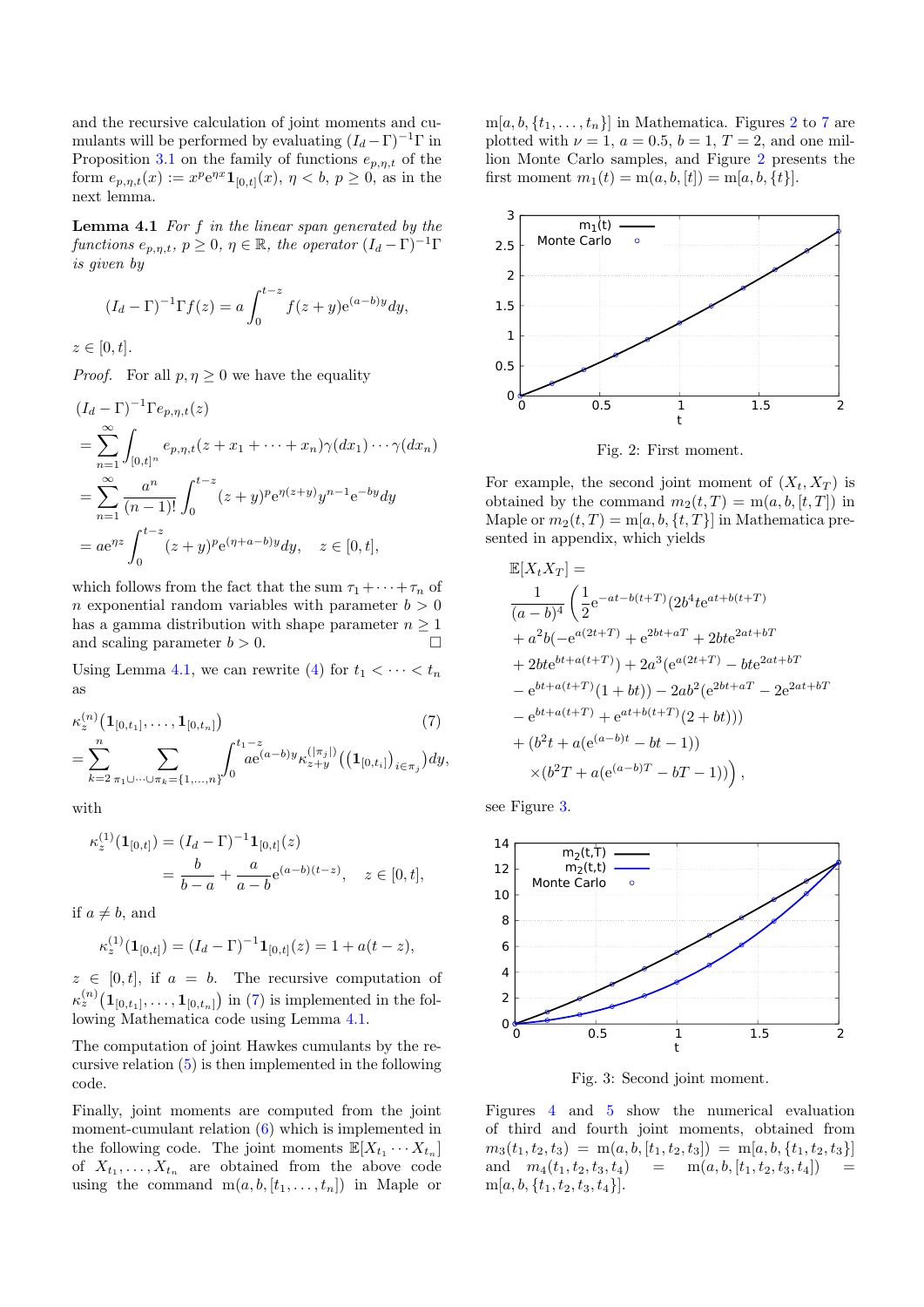and the recursive calculation of joint moments and cumulants will be performed by evaluating $(I_d - \Gamma)^{-1}\Gamma$ in Proposition 3.1 on the family of functions $e_{p,\eta,t}$ of the form $e_{p,\eta,t}(x) := x^p e^{\eta x}\mathbf{1}_{[0,t]}(x)$, $\eta < b$, $p \geq 0$, as in the next lemma.

**Lemma 4.1** *For $f$ in the linear span generated by the functions $e_{p,\eta,t}$, $p \geq 0$, $\eta \in \mathbb{R}$, the operator $(I_d - \Gamma)^{-1}\Gamma$ is given by*

$$(I_d - \Gamma)^{-1}\Gamma f(z) = a\int_0^{t-z} f(z+y)e^{(a-b)y}dy,$$

$z \in [0,t]$.

*Proof.* For all $p, \eta \geq 0$ we have the equality

$$\begin{aligned}
&(I_d - \Gamma)^{-1}\Gamma e_{p,\eta,t}(z) \\
&= \sum_{n=1}^{\infty}\int_{[0,t]^n} e_{p,\eta,t}(z + x_1 + \cdots + x_n)\gamma(dx_1)\cdots\gamma(dx_n) \\
&= \sum_{n=1}^{\infty}\frac{a^n}{(n-1)!}\int_0^{t-z}(z+y)^p e^{\eta(z+y)}y^{n-1}e^{-by}dy \\
&= ae^{\eta z}\int_0^{t-z}(z+y)^p e^{(\eta+a-b)y}dy, \quad z \in [0,t],
\end{aligned}$$

which follows from the fact that the sum $\tau_1 + \cdots + \tau_n$ of $n$ exponential random variables with parameter $b > 0$ has a gamma distribution with shape parameter $n \geq 1$ and scaling parameter $b > 0$. □

Using Lemma 4.1, we can rewrite (4) for $t_1 < \cdots < t_n$ as

$$\begin{aligned}
&\kappa_z^{(n)}\big(\mathbf{1}_{[0,t_1]}, \ldots, \mathbf{1}_{[0,t_n]}\big) \qquad (7) \\
&= \sum_{k=2}^{n}\sum_{\pi_1\cup\cdots\cup\pi_k=\{1,\ldots,n\}}\int_0^{t_1-z} ae^{(a-b)y}\kappa_{z+y}^{(|\pi_j|)}\big((\mathbf{1}_{[0,t_i]})_{i\in\pi_j}\big)dy,
\end{aligned}$$

with

$$\begin{aligned}
\kappa_z^{(1)}(\mathbf{1}_{[0,t]}) &= (I_d - \Gamma)^{-1}\mathbf{1}_{[0,t]}(z) \\
&= \frac{b}{b-a} + \frac{a}{a-b}e^{(a-b)(t-z)}, \quad z \in [0,t],
\end{aligned}$$

if $a \neq b$, and

$$\kappa_z^{(1)}(\mathbf{1}_{[0,t]}) = (I_d - \Gamma)^{-1}\mathbf{1}_{[0,t]}(z) = 1 + a(t-z),$$

$z \in [0,t]$, if $a = b$. The recursive computation of $\kappa_z^{(n)}\big(\mathbf{1}_{[0,t_1]}, \ldots, \mathbf{1}_{[0,t_n]}\big)$ in (7) is implemented in the following Mathematica code using Lemma 4.1.

The computation of joint Hawkes cumulants by the recursive relation (5) is then implemented in the following code.

Finally, joint moments are computed from the joint moment-cumulant relation (6) which is implemented in the following code. The joint moments $\mathbb{E}[X_{t_1}\cdots X_{t_n}]$ of $X_{t_1}, \ldots, X_{t_n}$ are obtained from the above code using the command $\mathrm{m}(a, b, [t_1, \ldots, t_n])$ in Maple or $\mathrm{m}[a, b, \{t_1, \ldots, t_n\}]$ in Mathematica. Figures 2 to 7 are plotted with $\nu = 1$, $a = 0.5$, $b = 1$, $T = 2$, and one million Monte Carlo samples, and Figure 2 presents the first moment $m_1(t) = \mathrm{m}(a, b, [t]) = \mathrm{m}[a, b, \{t\}]$.

Fig. 2: First moment.

For example, the second joint moment of $(X_t, X_T)$ is obtained by the command $m_2(t,T) = \mathrm{m}(a, b, [t,T])$ in Maple or $m_2(t,T) = \mathrm{m}[a, b, \{t,T\}]$ in Mathematica presented in appendix, which yields

$$\begin{aligned}
&\mathbb{E}[X_t X_T] = \\
&\frac{1}{(a-b)^4}\bigg(\frac{1}{2}e^{-at-b(t+T)}(2b^4te^{at+b(t+T)} \\
&+ a^2b(-e^{a(2t+T)} + e^{2bt+aT} + 2bte^{2at+bT} \\
&+ 2bte^{bt+a(t+T)}) + 2a^3(e^{a(2t+T)} - bte^{2at+bT} \\
&- e^{bt+a(t+T)}(1+bt)) - 2ab^2(e^{2bt+aT} - 2e^{2at+bT} \\
&- e^{bt+a(t+T)} + e^{at+b(t+T)}(2+bt))) \\
&+ (b^2t + a(e^{(a-b)t} - bt - 1)) \\
&\times(b^2T + a(e^{(a-b)T} - bT - 1))\bigg),
\end{aligned}$$

see Figure 3.

Fig. 3: Second joint moment.

Figures 4 and 5 show the numerical evaluation of third and fourth joint moments, obtained from $m_3(t_1,t_2,t_3) = \mathrm{m}(a, b, [t_1,t_2,t_3]) = \mathrm{m}[a, b, \{t_1,t_2,t_3\}]$ and $m_4(t_1,t_2,t_3,t_4) = \mathrm{m}(a, b, [t_1,t_2,t_3,t_4]) = \mathrm{m}[a, b, \{t_1,t_2,t_3,t_4\}]$.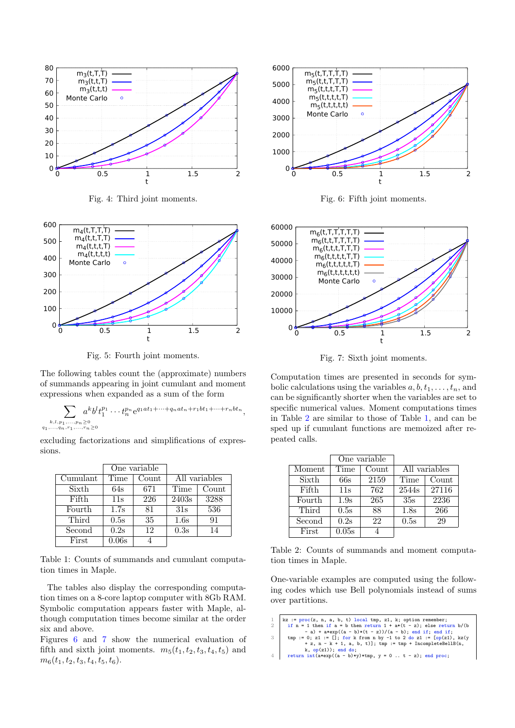Fig. 4: Third joint moments.

Fig. 5: Fourth joint moments.

The following tables count the (approximate) numbers of summands appearing in joint cumulant and moment expressions when expanded as a sum of the form

$$\sum_{\substack{k,l,p_1,\ldots,p_n \geq 0 \\ q_1,\ldots,q_n,r_1,\ldots,r_n \geq 0}} a^k b^l t_1^{p_1} \cdots t_n^{p_n} e^{q_1 a t_1 + \cdots + q_n a t_n + r_1 b t_1 + \cdots + r_n b t_n},$$

excluding factorizations and simplifications of expressions.

| | One variable | | | |
|---|---|---|---|---|
| Cumulant | Time | Count | All variables | |
| Sixth | 64s | 671 | Time | Count |
| Fifth | 11s | 226 | 2403s | 3288 |
| Fourth | 1.7s | 81 | 31s | 536 |
| Third | 0.5s | 35 | 1.6s | 91 |
| Second | 0.2s | 12 | 0.3s | 14 |
| First | 0.06s | 4 | | |

Table 1: Counts of summands and cumulant computation times in Maple.

The tables also display the corresponding computation times on a 8-core laptop computer with 8Gb RAM. Symbolic computation appears faster with Maple, although computation times become similar at the order six and above.

Figures 6 and 7 show the numerical evaluation of fifth and sixth joint moments. $m_5(t_1, t_2, t_3, t_4, t_5)$ and $m_6(t_1, t_2, t_3, t_4, t_5, t_6)$.

Fig. 6: Fifth joint moments.

Fig. 7: Sixth joint moments.

Computation times are presented in seconds for symbolic calculations using the variables $a, b, t_1, \ldots, t_n$, and can be significantly shorter when the variables are set to specific numerical values. Moment computations times in Table 2 are similar to those of Table 1, and can be sped up if cumulant functions are memoized after repeated calls.

| | One variable | | | |
|---|---|---|---|---|
| Moment | Time | Count | All variables | |
| Sixth | 66s | 2159 | Time | Count |
| Fifth | 11s | 762 | 2544s | 27116 |
| Fourth | 1.9s | 265 | 35s | 2236 |
| Third | 0.5s | 88 | 1.8s | 266 |
| Second | 0.2s | 22 | 0.5s | 29 |
| First | 0.05s | 4 | | |

Table 2: Counts of summands and moment computation times in Maple.

One-variable examples are computed using the following codes which use Bell polynomials instead of sums over partitions.

```
1  kz := proc(z, n, a, b, t) local tmp, z1, k; option remember;
2    if n = 1 then if a = b then return 1 + a*(t - z); else return b/(b
       - a) + a*exp((a - b)*(t - z))/(a - b); end if; end if;
3    tmp := 0; z1 := []; for k from n by -1 to 2 do z1 := [op(z1), kz(y
       + z, n - k + 1, a, b, t)]; tmp := tmp + IncompleteBellB(n,
       k, op(z1)); end do;
4    return int(a*exp((a - b)*y)*tmp, y = 0 .. t - z); end proc;
```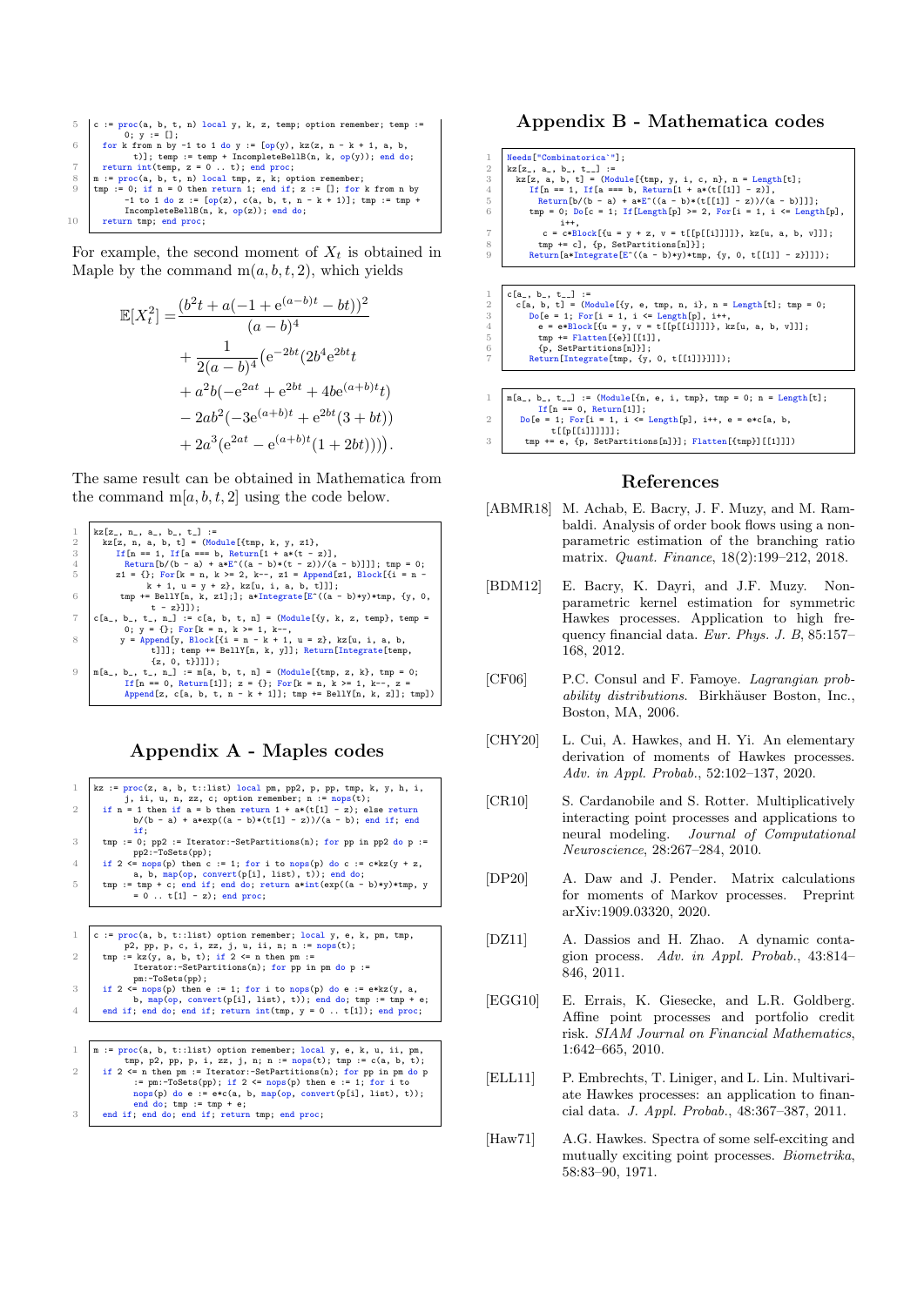```
5  c := proc(a, b, t, n) local y, k, z, temp; option remember; temp :=
       0; y := [];
6    for k from n by -1 to 1 do y := [op(y), kz(z, n - k + 1, a, b,
         t)]; temp := temp + IncompleteBellB(n, k, op(y)); end do;
7    return int(temp, z = 0 .. t); end proc;
8  m := proc(a, b, t, n) local tmp, z, k; option remember;
9  tmp := 0; if n = 0 then return 1; end if; z := []; for k from n by
       -1 to 1 do z := [op(z), c(a, b, t, n - k + 1)]; tmp := tmp +
       IncompleteBellB(n, k, op(z)); end do;
10   return tmp; end proc;
```

For example, the second moment of $X_t$ is obtained in Maple by the command $\mathrm{m}(a, b, t, 2)$, which yields

$$
\begin{aligned}
\mathbb{E}[X_t^2] =& \frac{(b^2 t + a(-1 + \mathrm{e}^{(a-b)t} - bt))^2}{(a-b)^4} \\
&+ \frac{1}{2(a-b)^4}\big(\mathrm{e}^{-2bt}(2b^4 \mathrm{e}^{2bt} t \\
&+ a^2 b(-\mathrm{e}^{2at} + \mathrm{e}^{2bt} + 4b\mathrm{e}^{(a+b)t} t) \\
&- 2ab^2(-3\mathrm{e}^{(a+b)t} + \mathrm{e}^{2bt}(3 + bt)) \\
&+ 2a^3(\mathrm{e}^{2at} - \mathrm{e}^{(a+b)t}(1 + 2bt)))\big).
\end{aligned}
$$

The same result can be obtained in Mathematica from the command $\mathrm{m}[a, b, t, 2]$ using the code below.

```
1  kz[z_, n_, a_, b_, t_] :=
2    kz[z, n, a, b, t] = (Module[{tmp, k, y, z1},
3      If[n == 1, If[a === b, Return[1 + a*(t - z)],
4        Return[b/(b - a) + a*E^((a - b)*(t - z))/(a - b)]]]; tmp = 0;
5      z1 = {}; For[k = n, k >= 2, k--, z1 = Append[z1, Block[{i = n -
           k + 1, u = y + z}, kz[u, i, a, b, t]]]];
6      tmp += BellY[n, k, z1];]; a*Integrate[E^((a - b)*y)*tmp, {y, 0,
           t - z}]]);
7  c[a_, b_, t_, n_] := c[a, b, t, n] = (Module[{y, k, z, temp}, temp =
       0; y = {}; For[k = n, k >= 1, k--,
8      y = Append[y, Block[{i = n - k + 1, u = z}, kz[u, i, a, b,
           t]]]; temp += BellY[n, k, y]]; Return[Integrate[temp,
           {z, 0, t}]]]);
9  m[a_, b_, t_, n_] := m[a, b, t, n] = (Module[{tmp, z, k}, tmp = 0;
       If[n == 0, Return[1]]; z = {}; For[k = n, k >= 1, k--, z =
       Append[z, c[a, b, t, n - k + 1]]; tmp += BellY[n, k, z]]; tmp])
```

## Appendix A - Maples codes

```
1  kz := proc(z, a, b, t::list) local pm, pp2, p, pp, tmp, k, y, h, i,
       j, ii, u, n, zz, c; option remember; n := nops(t);
2    if n = 1 then if a = b then return 1 + a*(t[1] - z); else return
       b/(b - a) + a*exp((a - b)*(t[1] - z))/(a - b); end if; end
       if;
3    tmp := 0; pp2 := Iterator:-SetPartitions(n); for pp in pp2 do p :=
       pp2:-ToSets(pp);
4    if 2 <= nops(p) then c := 1; for i to nops(p) do c := c*kz(y + z,
       a, b, map(op, convert(p[i], list), t)); end do;
5    tmp := tmp + c; end if; end do; return a*int(exp((a - b)*y)*tmp, y
       = 0 .. t[1] - z); end proc;
```

```
1  c := proc(a, b, t::list) option remember; local y, e, k, pm, tmp,
       p2, pp, p, c, i, zz, j, u, ii, n; n := nops(t);
2    tmp := kz(y, a, b, t); if 2 <= n then pm :=
       Iterator:-SetPartitions(n); for pp in pm do p :=
       pm:-ToSets(pp);
3    if 2 <= nops(p) then e := 1; for i to nops(p) do e := e*kz(y, a,
       b, map(op, convert(p[i], list), t)); end do; tmp := tmp + e;
4    end if; end do; end if; return int(tmp, y = 0 .. t[1]); end proc;
```

```
1  m := proc(a, b, t::list) option remember; local y, e, k, u, ii, pm,
       tmp, p2, pp, p, i, zz, j, n; n := nops(t); tmp := c(a, b, t);
2    if 2 <= n then pm := Iterator:-SetPartitions(n); for pp in pm do p
       := pm:-ToSets(pp); if 2 <= nops(p) then e := 1; for i to
       nops(p) do e := e*c(a, b, map(op, convert(p[i], list), t));
       end do; tmp := tmp + e;
3    end if; end do; end if; return tmp; end proc;
```

## Appendix B - Mathematica codes

```
1  Needs["Combinatorica`"];
2  kz[z_, a_, b_, t__] :=
3    kz[z, a, b, t] = (Module[{tmp, y, i, c, n}, n = Length[t];
4      If[n == 1, If[a === b, Return[1 + a*(t[[1]] - z)],
5        Return[b/(b - a) + a*E^((a - b)*(t[[1]] - z))/(a - b)]]];
6      tmp = 0; Do[c = 1; If[Length[p] >= 2, For[i = 1, i <= Length[p],
           i++,
7        c = c*Block[{u = y + z, v = t[[p[[i]]]]}, kz[u, a, b, v]]];
8        tmp += c], {p, SetPartitions[n]}];
9      Return[a*Integrate[E^((a - b)*y)*tmp, {y, 0, t[[1]] - z}]]]);
```

```
1  c[a_, b_, t__] :=
2    c[a, b, t] = (Module[{y, e, tmp, n, i}, n = Length[t]; tmp = 0;
3      Do[e = 1; For[i = 1, i <= Length[p], i++,
4        e = e*Block[{u = y, v = t[[p[[i]]]]}, kz[u, a, b, v]]];
5        tmp += Flatten[{e}][[1]],
6        {p, SetPartitions[n]}];
7      Return[Integrate[tmp, {y, 0, t[[1]]}]]]);
```

```
1  m[a_, b_, t__] := (Module[{n, e, i, tmp}, tmp = 0; n = Length[t];
       If[n == 0, Return[1]];
2    Do[e = 1; For[i = 1, i <= Length[p], i++, e = e*c[a, b,
           t[[p[[i]]]]]];
3      tmp += e, {p, SetPartitions[n]}]; Flatten[{tmp}][[1]]])
```

## References

[ABMR18] M. Achab, E. Bacry, J. F. Muzy, and M. Rambaldi. Analysis of order book flows using a non-parametric estimation of the branching ratio matrix. *Quant. Finance*, 18(2):199–212, 2018.

[BDM12] E. Bacry, K. Dayri, and J.F. Muzy. Non-parametric kernel estimation for symmetric Hawkes processes. Application to high frequency financial data. *Eur. Phys. J. B*, 85:157–168, 2012.

[CF06] P.C. Consul and F. Famoye. *Lagrangian probability distributions*. Birkhäuser Boston, Inc., Boston, MA, 2006.

[CHY20] L. Cui, A. Hawkes, and H. Yi. An elementary derivation of moments of Hawkes processes. *Adv. in Appl. Probab.*, 52:102–137, 2020.

[CR10] S. Cardanobile and S. Rotter. Multiplicatively interacting point processes and applications to neural modeling. *Journal of Computational Neuroscience*, 28:267–284, 2010.

[DP20] A. Daw and J. Pender. Matrix calculations for moments of Markov processes. Preprint arXiv:1909.03320, 2020.

[DZ11] A. Dassios and H. Zhao. A dynamic contagion process. *Adv. in Appl. Probab.*, 43:814–846, 2011.

[EGG10] E. Errais, K. Giesecke, and L.R. Goldberg. Affine point processes and portfolio credit risk. *SIAM Journal on Financial Mathematics*, 1:642–665, 2010.

[ELL11] P. Embrechts, T. Liniger, and L. Lin. Multivariate Hawkes processes: an application to financial data. *J. Appl. Probab.*, 48:367–387, 2011.

[Haw71] A.G. Hawkes. Spectra of some self-exciting and mutually exciting point processes. *Biometrika*, 58:83–90, 1971.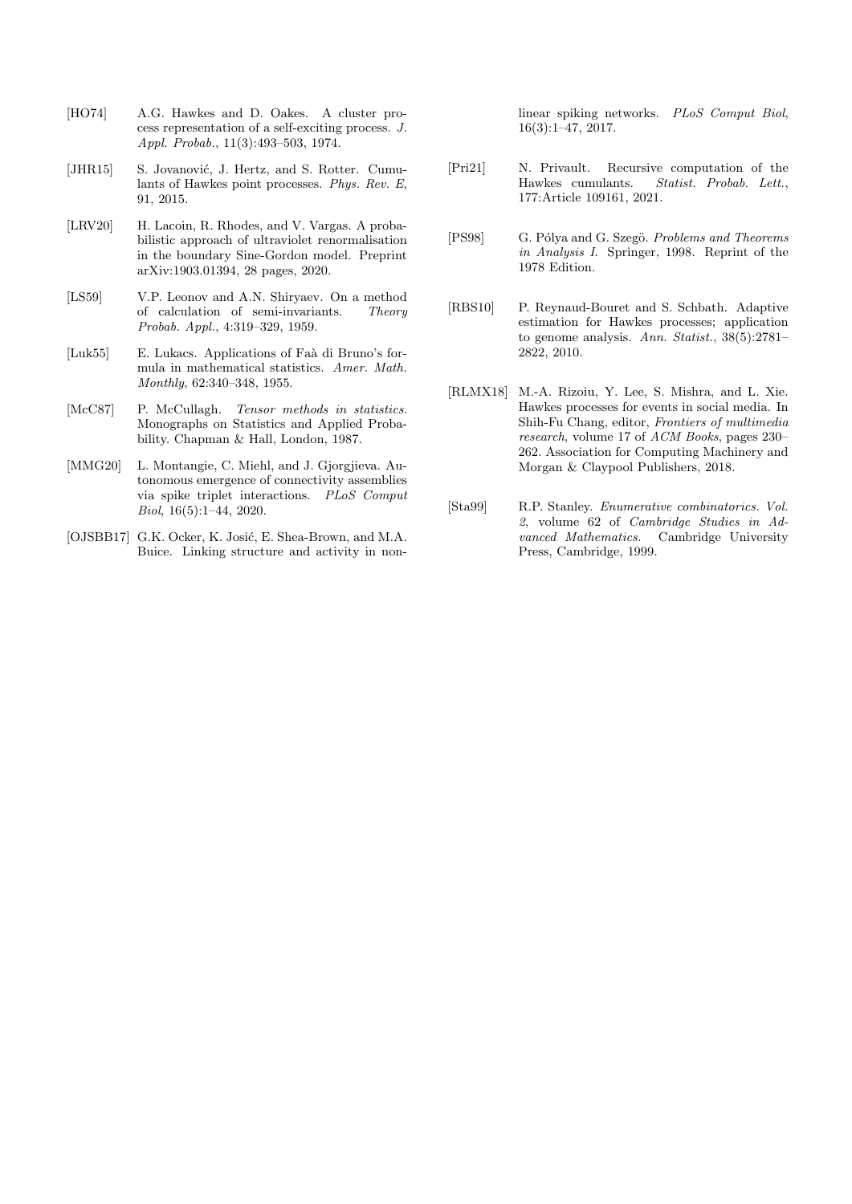[HO74] A.G. Hawkes and D. Oakes. A cluster process representation of a self-exciting process. *J. Appl. Probab.*, 11(3):493–503, 1974.

[JHR15] S. Jovanović, J. Hertz, and S. Rotter. Cumulants of Hawkes point processes. *Phys. Rev. E*, 91, 2015.

[LRV20] H. Lacoin, R. Rhodes, and V. Vargas. A probabilistic approach of ultraviolet renormalisation in the boundary Sine-Gordon model. Preprint arXiv:1903.01394, 28 pages, 2020.

[LS59] V.P. Leonov and A.N. Shiryaev. On a method of calculation of semi-invariants. *Theory Probab. Appl.*, 4:319–329, 1959.

[Luk55] E. Lukacs. Applications of Faà di Bruno's formula in mathematical statistics. *Amer. Math. Monthly*, 62:340–348, 1955.

[McC87] P. McCullagh. *Tensor methods in statistics*. Monographs on Statistics and Applied Probability. Chapman & Hall, London, 1987.

[MMG20] L. Montangie, C. Miehl, and J. Gjorgjieva. Autonomous emergence of connectivity assemblies via spike triplet interactions. *PLoS Comput Biol*, 16(5):1–44, 2020.

[OJSBB17] G.K. Ocker, K. Josić, E. Shea-Brown, and M.A. Buice. Linking structure and activity in nonlinear spiking networks. *PLoS Comput Biol*, 16(3):1–47, 2017.

[Pri21] N. Privault. Recursive computation of the Hawkes cumulants. *Statist. Probab. Lett.*, 177:Article 109161, 2021.

[PS98] G. Pólya and G. Szegö. *Problems and Theorems in Analysis I*. Springer, 1998. Reprint of the 1978 Edition.

[RBS10] P. Reynaud-Bouret and S. Schbath. Adaptive estimation for Hawkes processes; application to genome analysis. *Ann. Statist.*, 38(5):2781–2822, 2010.

[RLMX18] M.-A. Rizoiu, Y. Lee, S. Mishra, and L. Xie. Hawkes processes for events in social media. In Shih-Fu Chang, editor, *Frontiers of multimedia research*, volume 17 of *ACM Books*, pages 230–262. Association for Computing Machinery and Morgan & Claypool Publishers, 2018.

[Sta99] R.P. Stanley. *Enumerative combinatorics. Vol. 2*, volume 62 of *Cambridge Studies in Advanced Mathematics*. Cambridge University Press, Cambridge, 1999.